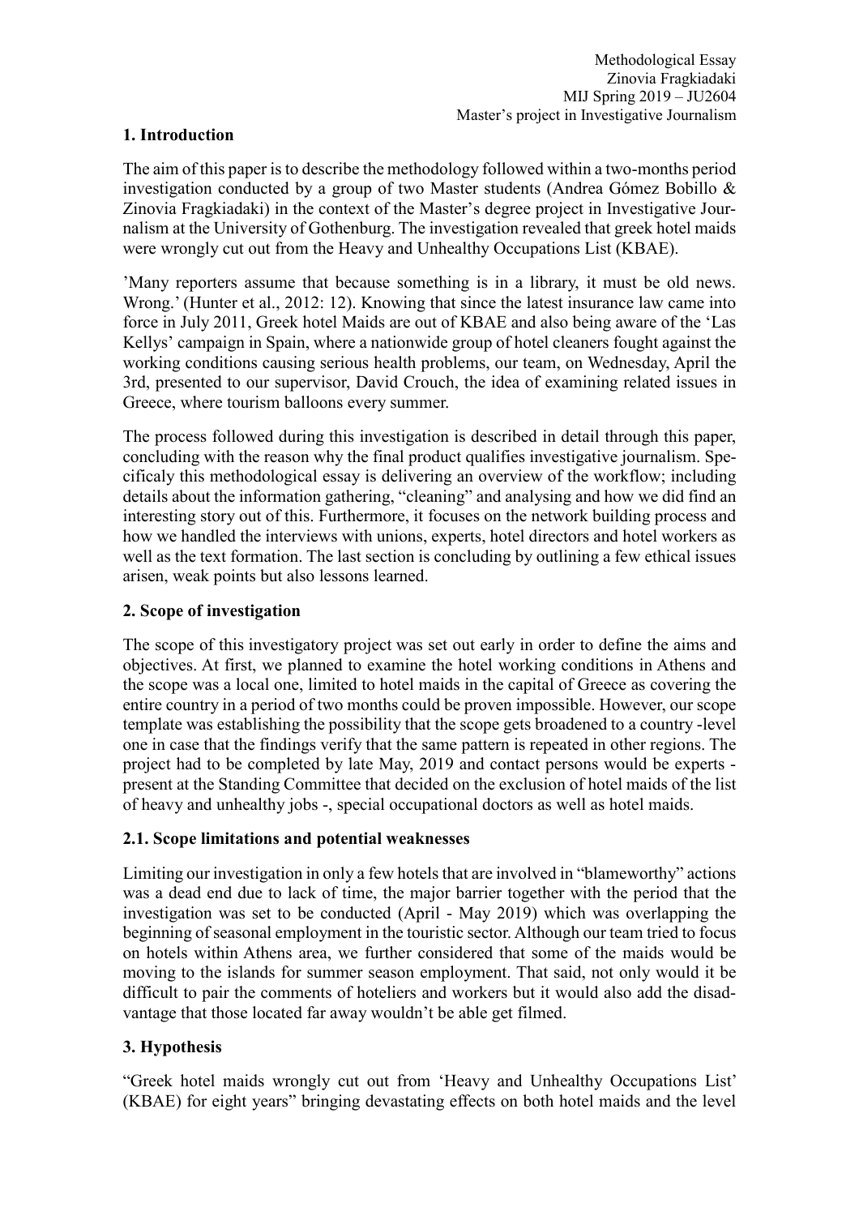Methodological Essay
Zinovia Fragkiadaki
MIJ Spring 2019 – JU2604
Master's project in Investigative Journalism

## 1. Introduction

The aim of this paper is to describe the methodology followed within a two-months period investigation conducted by a group of two Master students (Andrea Gómez Bobillo & Zinovia Fragkiadaki) in the context of the Master's degree project in Investigative Journalism at the University of Gothenburg. The investigation revealed that greek hotel maids were wrongly cut out from the Heavy and Unhealthy Occupations List (KBAE).

'Many reporters assume that because something is in a library, it must be old news. Wrong.' (Hunter et al., 2012: 12). Knowing that since the latest insurance law came into force in July 2011, Greek hotel Maids are out of KBAE and also being aware of the 'Las Kellys' campaign in Spain, where a nationwide group of hotel cleaners fought against the working conditions causing serious health problems, our team, on Wednesday, April the 3rd, presented to our supervisor, David Crouch, the idea of examining related issues in Greece, where tourism balloons every summer.

The process followed during this investigation is described in detail through this paper, concluding with the reason why the final product qualifies investigative journalism. Specificaly this methodological essay is delivering an overview of the workflow; including details about the information gathering, "cleaning" and analysing and how we did find an interesting story out of this. Furthermore, it focuses on the network building process and how we handled the interviews with unions, experts, hotel directors and hotel workers as well as the text formation. The last section is concluding by outlining a few ethical issues arisen, weak points but also lessons learned.

## 2. Scope of investigation

The scope of this investigatory project was set out early in order to define the aims and objectives. At first, we planned to examine the hotel working conditions in Athens and the scope was a local one, limited to hotel maids in the capital of Greece as covering the entire country in a period of two months could be proven impossible. However, our scope template was establishing the possibility that the scope gets broadened to a country -level one in case that the findings verify that the same pattern is repeated in other regions. The project had to be completed by late May, 2019 and contact persons would be experts - present at the Standing Committee that decided on the exclusion of hotel maids of the list of heavy and unhealthy jobs -, special occupational doctors as well as hotel maids.

### 2.1. Scope limitations and potential weaknesses

Limiting our investigation in only a few hotels that are involved in "blameworthy" actions was a dead end due to lack of time, the major barrier together with the period that the investigation was set to be conducted (April - May 2019) which was overlapping the beginning of seasonal employment in the touristic sector. Although our team tried to focus on hotels within Athens area, we further considered that some of the maids would be moving to the islands for summer season employment. That said, not only would it be difficult to pair the comments of hoteliers and workers but it would also add the disadvantage that those located far away wouldn't be able get filmed.

## 3. Hypothesis

"Greek hotel maids wrongly cut out from 'Heavy and Unhealthy Occupations List' (KBAE) for eight years" bringing devastating effects on both hotel maids and the level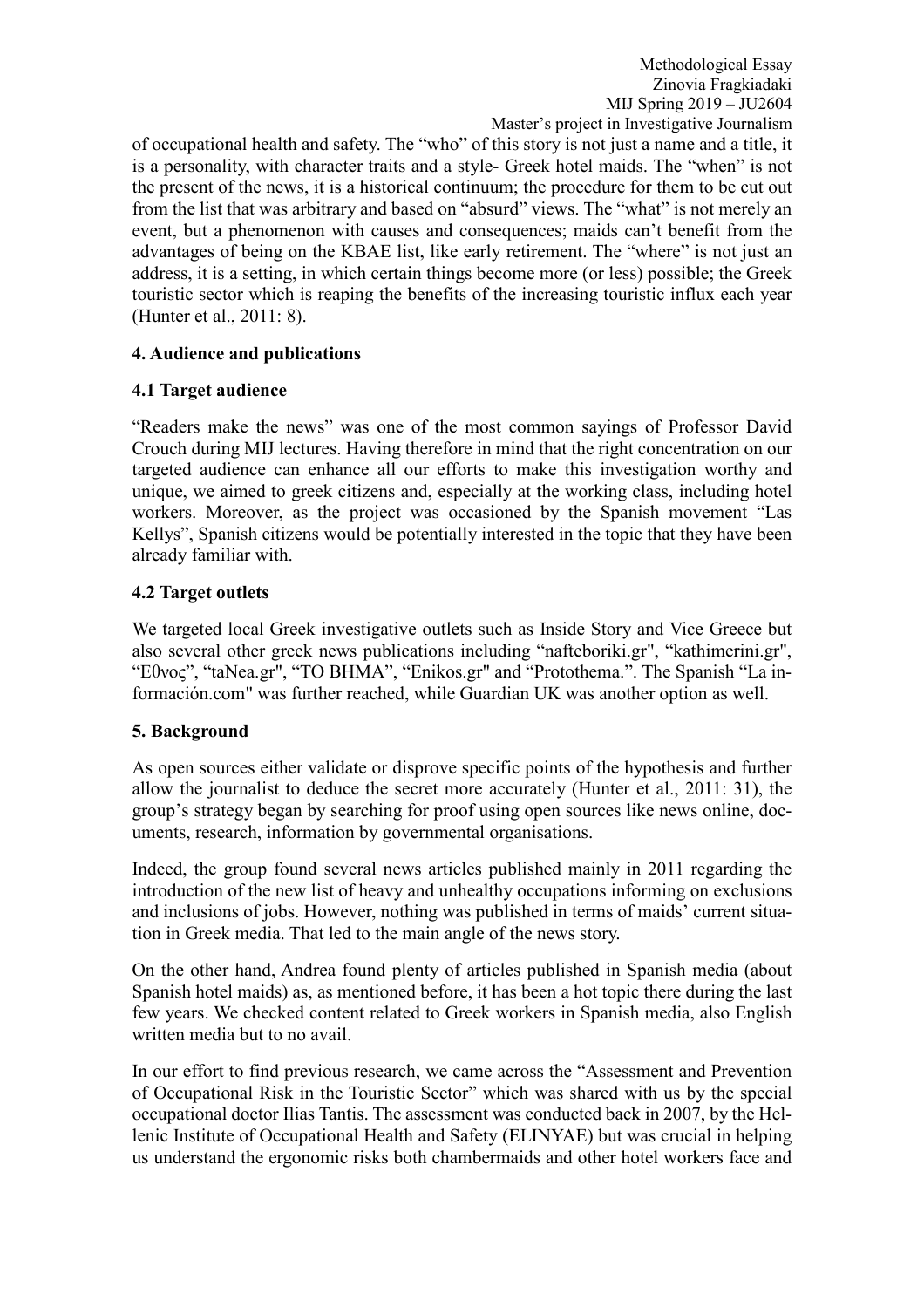of occupational health and safety. The "who" of this story is not just a name and a title, it is a personality, with character traits and a style- Greek hotel maids. The "when" is not the present of the news, it is a historical continuum; the procedure for them to be cut out from the list that was arbitrary and based on "absurd" views. The "what" is not merely an event, but a phenomenon with causes and consequences; maids can't benefit from the advantages of being on the KBAE list, like early retirement. The "where" is not just an address, it is a setting, in which certain things become more (or less) possible; the Greek touristic sector which is reaping the benefits of the increasing touristic influx each year (Hunter et al., 2011: 8).

## 4. Audience and publications

### 4.1 Target audience

"Readers make the news" was one of the most common sayings of Professor David Crouch during MIJ lectures. Having therefore in mind that the right concentration on our targeted audience can enhance all our efforts to make this investigation worthy and unique, we aimed to greek citizens and, especially at the working class, including hotel workers. Moreover, as the project was occasioned by the Spanish movement "Las Kellys", Spanish citizens would be potentially interested in the topic that they have been already familiar with.

### 4.2 Target outlets

We targeted local Greek investigative outlets such as Inside Story and Vice Greece but also several other greek news publications including "nafteboriki.gr", "kathimerini.gr", "Εθνος", "taNea.gr", "TO BHMA", "Enikos.gr" and "Protothema.". The Spanish "La información.com" was further reached, while Guardian UK was another option as well.

## 5. Background

As open sources either validate or disprove specific points of the hypothesis and further allow the journalist to deduce the secret more accurately (Hunter et al., 2011: 31), the group's strategy began by searching for proof using open sources like news online, documents, research, information by governmental organisations.

Indeed, the group found several news articles published mainly in 2011 regarding the introduction of the new list of heavy and unhealthy occupations informing on exclusions and inclusions of jobs. However, nothing was published in terms of maids' current situation in Greek media. That led to the main angle of the news story.

On the other hand, Andrea found plenty of articles published in Spanish media (about Spanish hotel maids) as, as mentioned before, it has been a hot topic there during the last few years. We checked content related to Greek workers in Spanish media, also English written media but to no avail.

In our effort to find previous research, we came across the "Assessment and Prevention of Occupational Risk in the Touristic Sector" which was shared with us by the special occupational doctor Ilias Tantis. The assessment was conducted back in 2007, by the Hellenic Institute of Occupational Health and Safety (ELINYAE) but was crucial in helping us understand the ergonomic risks both chambermaids and other hotel workers face and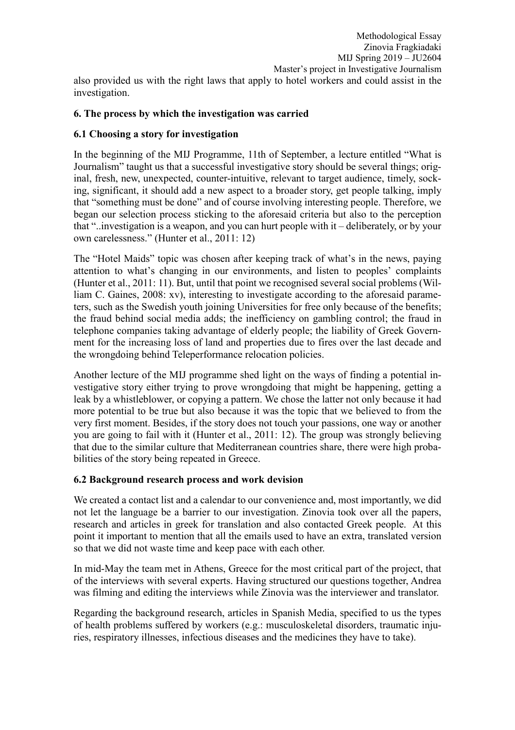also provided us with the right laws that apply to hotel workers and could assist in the investigation.

### 6. The process by which the investigation was carried

### 6.1 Choosing a story for investigation

In the beginning of the MIJ Programme, 11th of September, a lecture entitled "What is Journalism" taught us that a successful investigative story should be several things; original, fresh, new, unexpected, counter-intuitive, relevant to target audience, timely, socking, significant, it should add a new aspect to a broader story, get people talking, imply that "something must be done" and of course involving interesting people. Therefore, we began our selection process sticking to the aforesaid criteria but also to the perception that "..investigation is a weapon, and you can hurt people with it – deliberately, or by your own carelessness." (Hunter et al., 2011: 12)

The "Hotel Maids" topic was chosen after keeping track of what's in the news, paying attention to what's changing in our environments, and listen to peoples' complaints (Hunter et al., 2011: 11). But, until that point we recognised several social problems (William C. Gaines, 2008: xv), interesting to investigate according to the aforesaid parameters, such as the Swedish youth joining Universities for free only because of the benefits; the fraud behind social media adds; the inefficiency on gambling control; the fraud in telephone companies taking advantage of elderly people; the liability of Greek Government for the increasing loss of land and properties due to fires over the last decade and the wrongdoing behind Teleperformance relocation policies.

Another lecture of the MIJ programme shed light on the ways of finding a potential investigative story either trying to prove wrongdoing that might be happening, getting a leak by a whistleblower, or copying a pattern. We chose the latter not only because it had more potential to be true but also because it was the topic that we believed to from the very first moment. Besides, if the story does not touch your passions, one way or another you are going to fail with it (Hunter et al., 2011: 12). The group was strongly believing that due to the similar culture that Mediterranean countries share, there were high probabilities of the story being repeated in Greece.

### 6.2 Background research process and work devision

We created a contact list and a calendar to our convenience and, most importantly, we did not let the language be a barrier to our investigation. Zinovia took over all the papers, research and articles in greek for translation and also contacted Greek people. At this point it important to mention that all the emails used to have an extra, translated version so that we did not waste time and keep pace with each other.

In mid-May the team met in Athens, Greece for the most critical part of the project, that of the interviews with several experts. Having structured our questions together, Andrea was filming and editing the interviews while Zinovia was the interviewer and translator.

Regarding the background research, articles in Spanish Media, specified to us the types of health problems suffered by workers (e.g.: musculoskeletal disorders, traumatic injuries, respiratory illnesses, infectious diseases and the medicines they have to take).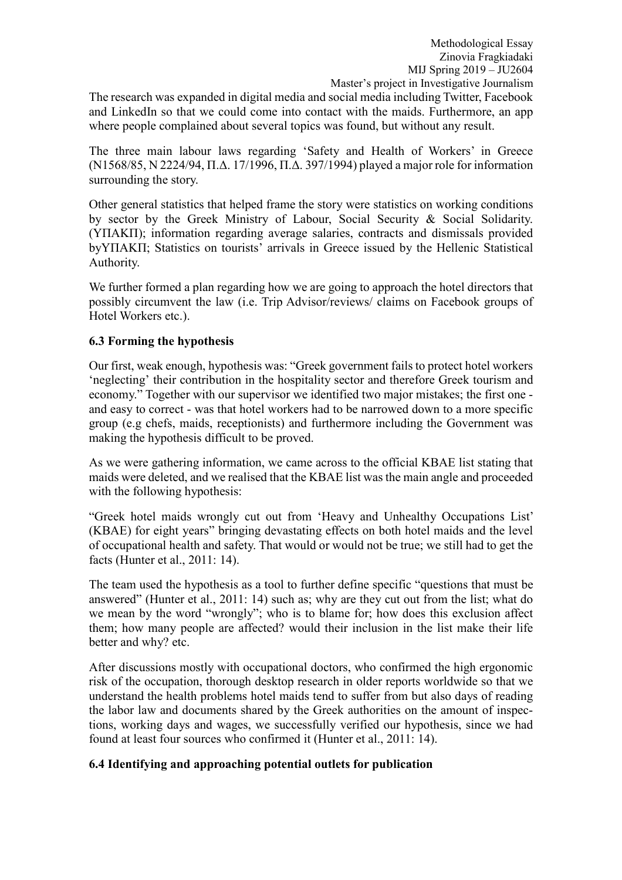The research was expanded in digital media and social media including Twitter, Facebook and LinkedIn so that we could come into contact with the maids. Furthermore, an app where people complained about several topics was found, but without any result.

The three main labour laws regarding 'Safety and Health of Workers' in Greece (N1568/85, N 2224/94, Π.Δ. 17/1996, Π.Δ. 397/1994) played a major role for information surrounding the story.

Other general statistics that helped frame the story were statistics on working conditions by sector by the Greek Ministry of Labour, Social Security & Social Solidarity. (ΥΠΑΚΠ); information regarding average salaries, contracts and dismissals provided byΥΠΑΚΠ; Statistics on tourists' arrivals in Greece issued by the Hellenic Statistical Authority.

We further formed a plan regarding how we are going to approach the hotel directors that possibly circumvent the law (i.e. Trip Advisor/reviews/ claims on Facebook groups of Hotel Workers etc.).

### 6.3 Forming the hypothesis

Our first, weak enough, hypothesis was: "Greek government fails to protect hotel workers 'neglecting' their contribution in the hospitality sector and therefore Greek tourism and economy." Together with our supervisor we identified two major mistakes; the first one - and easy to correct - was that hotel workers had to be narrowed down to a more specific group (e.g chefs, maids, receptionists) and furthermore including the Government was making the hypothesis difficult to be proved.

As we were gathering information, we came across to the official KBAE list stating that maids were deleted, and we realised that the KBAE list was the main angle and proceeded with the following hypothesis:

"Greek hotel maids wrongly cut out from 'Heavy and Unhealthy Occupations List' (KBAE) for eight years" bringing devastating effects on both hotel maids and the level of occupational health and safety. That would or would not be true; we still had to get the facts (Hunter et al., 2011: 14).

The team used the hypothesis as a tool to further define specific "questions that must be answered" (Hunter et al., 2011: 14) such as; why are they cut out from the list; what do we mean by the word "wrongly"; who is to blame for; how does this exclusion affect them; how many people are affected? would their inclusion in the list make their life better and why? etc.

After discussions mostly with occupational doctors, who confirmed the high ergonomic risk of the occupation, thorough desktop research in older reports worldwide so that we understand the health problems hotel maids tend to suffer from but also days of reading the labor law and documents shared by the Greek authorities on the amount of inspections, working days and wages, we successfully verified our hypothesis, since we had found at least four sources who confirmed it (Hunter et al., 2011: 14).

### 6.4 Identifying and approaching potential outlets for publication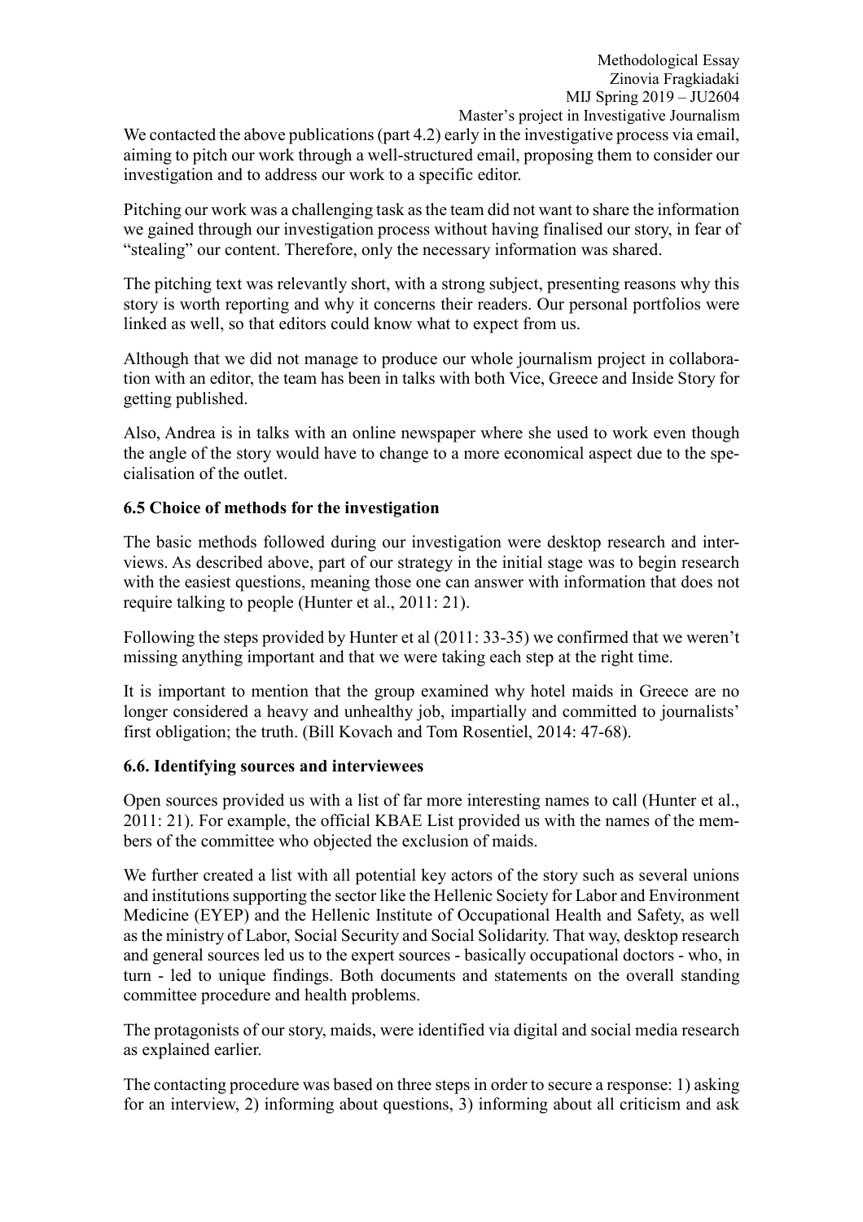We contacted the above publications (part 4.2) early in the investigative process via email, aiming to pitch our work through a well-structured email, proposing them to consider our investigation and to address our work to a specific editor.

Pitching our work was a challenging task as the team did not want to share the information we gained through our investigation process without having finalised our story, in fear of "stealing" our content. Therefore, only the necessary information was shared.

The pitching text was relevantly short, with a strong subject, presenting reasons why this story is worth reporting and why it concerns their readers. Our personal portfolios were linked as well, so that editors could know what to expect from us.

Although that we did not manage to produce our whole journalism project in collaboration with an editor, the team has been in talks with both Vice, Greece and Inside Story for getting published.

Also, Andrea is in talks with an online newspaper where she used to work even though the angle of the story would have to change to a more economical aspect due to the specialisation of the outlet.

### 6.5 Choice of methods for the investigation

The basic methods followed during our investigation were desktop research and interviews. As described above, part of our strategy in the initial stage was to begin research with the easiest questions, meaning those one can answer with information that does not require talking to people (Hunter et al., 2011: 21).

Following the steps provided by Hunter et al (2011: 33-35) we confirmed that we weren't missing anything important and that we were taking each step at the right time.

It is important to mention that the group examined why hotel maids in Greece are no longer considered a heavy and unhealthy job, impartially and committed to journalists' first obligation; the truth. (Bill Kovach and Tom Rosentiel, 2014: 47-68).

### 6.6. Identifying sources and interviewees

Open sources provided us with a list of far more interesting names to call (Hunter et al., 2011: 21). For example, the official KBAE List provided us with the names of the members of the committee who objected the exclusion of maids.

We further created a list with all potential key actors of the story such as several unions and institutions supporting the sector like the Hellenic Society for Labor and Environment Medicine (EYEP) and the Hellenic Institute of Occupational Health and Safety, as well as the ministry of Labor, Social Security and Social Solidarity. That way, desktop research and general sources led us to the expert sources - basically occupational doctors - who, in turn - led to unique findings. Both documents and statements on the overall standing committee procedure and health problems.

The protagonists of our story, maids, were identified via digital and social media research as explained earlier.

The contacting procedure was based on three steps in order to secure a response: 1) asking for an interview, 2) informing about questions, 3) informing about all criticism and ask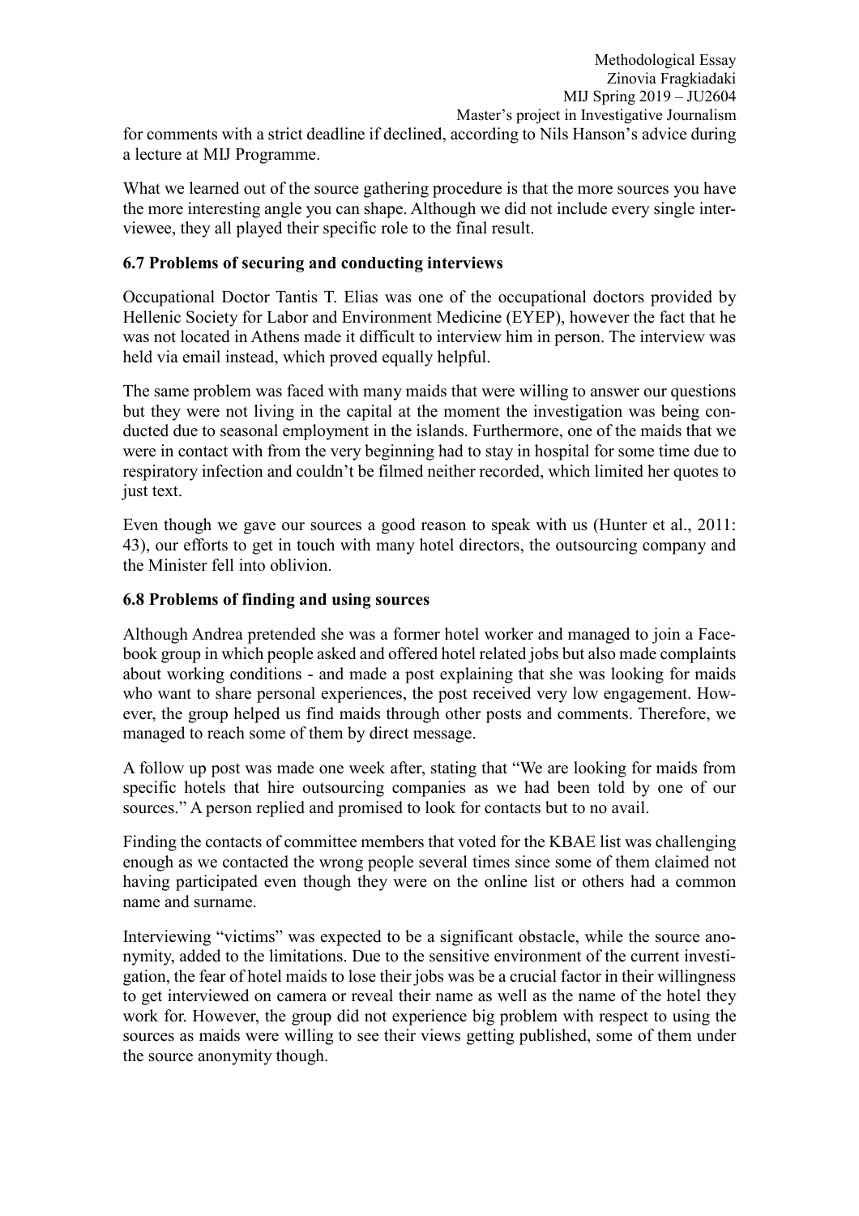for comments with a strict deadline if declined, according to Nils Hanson's advice during a lecture at MIJ Programme.

What we learned out of the source gathering procedure is that the more sources you have the more interesting angle you can shape. Although we did not include every single interviewee, they all played their specific role to the final result.

### 6.7 Problems of securing and conducting interviews

Occupational Doctor Tantis T. Elias was one of the occupational doctors provided by Hellenic Society for Labor and Environment Medicine (EYEP), however the fact that he was not located in Athens made it difficult to interview him in person. The interview was held via email instead, which proved equally helpful.

The same problem was faced with many maids that were willing to answer our questions but they were not living in the capital at the moment the investigation was being conducted due to seasonal employment in the islands. Furthermore, one of the maids that we were in contact with from the very beginning had to stay in hospital for some time due to respiratory infection and couldn't be filmed neither recorded, which limited her quotes to just text.

Even though we gave our sources a good reason to speak with us (Hunter et al., 2011: 43), our efforts to get in touch with many hotel directors, the outsourcing company and the Minister fell into oblivion.

### 6.8 Problems of finding and using sources

Although Andrea pretended she was a former hotel worker and managed to join a Facebook group in which people asked and offered hotel related jobs but also made complaints about working conditions - and made a post explaining that she was looking for maids who want to share personal experiences, the post received very low engagement. However, the group helped us find maids through other posts and comments. Therefore, we managed to reach some of them by direct message.

A follow up post was made one week after, stating that "We are looking for maids from specific hotels that hire outsourcing companies as we had been told by one of our sources." A person replied and promised to look for contacts but to no avail.

Finding the contacts of committee members that voted for the KBAE list was challenging enough as we contacted the wrong people several times since some of them claimed not having participated even though they were on the online list or others had a common name and surname.

Interviewing "victims" was expected to be a significant obstacle, while the source anonymity, added to the limitations. Due to the sensitive environment of the current investigation, the fear of hotel maids to lose their jobs was be a crucial factor in their willingness to get interviewed on camera or reveal their name as well as the name of the hotel they work for. However, the group did not experience big problem with respect to using the sources as maids were willing to see their views getting published, some of them under the source anonymity though.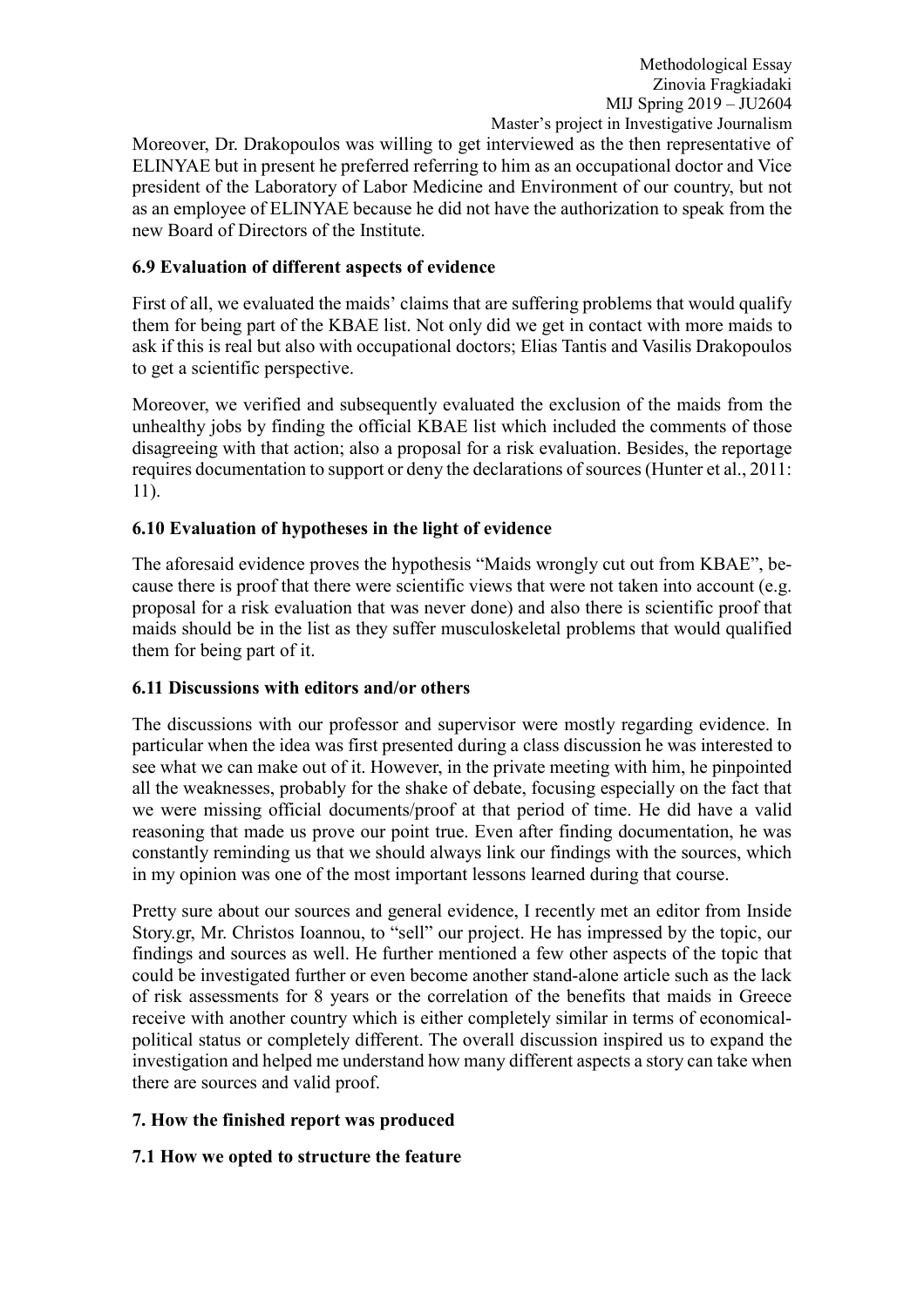Moreover, Dr. Drakopoulos was willing to get interviewed as the then representative of ELINYAE but in present he preferred referring to him as an occupational doctor and Vice president of the Laboratory of Labor Medicine and Environment of our country, but not as an employee of ELINYAE because he did not have the authorization to speak from the new Board of Directors of the Institute.

### 6.9 Evaluation of different aspects of evidence

First of all, we evaluated the maids' claims that are suffering problems that would qualify them for being part of the KBAE list. Not only did we get in contact with more maids to ask if this is real but also with occupational doctors; Elias Tantis and Vasilis Drakopoulos to get a scientific perspective.

Moreover, we verified and subsequently evaluated the exclusion of the maids from the unhealthy jobs by finding the official KBAE list which included the comments of those disagreeing with that action; also a proposal for a risk evaluation. Besides, the reportage requires documentation to support or deny the declarations of sources (Hunter et al., 2011: 11).

### 6.10 Evaluation of hypotheses in the light of evidence

The aforesaid evidence proves the hypothesis "Maids wrongly cut out from KBAE", because there is proof that there were scientific views that were not taken into account (e.g. proposal for a risk evaluation that was never done) and also there is scientific proof that maids should be in the list as they suffer musculoskeletal problems that would qualified them for being part of it.

### 6.11 Discussions with editors and/or others

The discussions with our professor and supervisor were mostly regarding evidence. In particular when the idea was first presented during a class discussion he was interested to see what we can make out of it. However, in the private meeting with him, he pinpointed all the weaknesses, probably for the shake of debate, focusing especially on the fact that we were missing official documents/proof at that period of time. He did have a valid reasoning that made us prove our point true. Even after finding documentation, he was constantly reminding us that we should always link our findings with the sources, which in my opinion was one of the most important lessons learned during that course.

Pretty sure about our sources and general evidence, I recently met an editor from Inside Story.gr, Mr. Christos Ioannou, to "sell" our project. He has impressed by the topic, our findings and sources as well. He further mentioned a few other aspects of the topic that could be investigated further or even become another stand-alone article such as the lack of risk assessments for 8 years or the correlation of the benefits that maids in Greece receive with another country which is either completely similar in terms of economical-political status or completely different. The overall discussion inspired us to expand the investigation and helped me understand how many different aspects a story can take when there are sources and valid proof.

## 7. How the finished report was produced

### 7.1 How we opted to structure the feature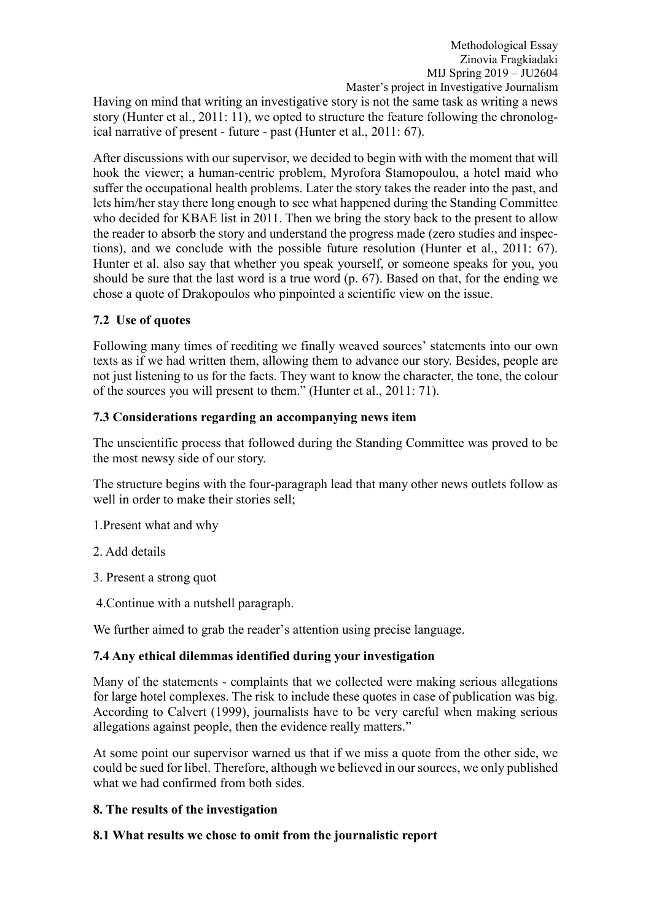Having on mind that writing an investigative story is not the same task as writing a news story (Hunter et al., 2011: 11), we opted to structure the feature following the chronological narrative of present - future - past (Hunter et al., 2011: 67).

After discussions with our supervisor, we decided to begin with with the moment that will hook the viewer; a human-centric problem, Myrofora Stamopoulou, a hotel maid who suffer the occupational health problems. Later the story takes the reader into the past, and lets him/her stay there long enough to see what happened during the Standing Committee who decided for KBAE list in 2011. Then we bring the story back to the present to allow the reader to absorb the story and understand the progress made (zero studies and inspections), and we conclude with the possible future resolution (Hunter et al., 2011: 67). Hunter et al. also say that whether you speak yourself, or someone speaks for you, you should be sure that the last word is a true word (p. 67). Based on that, for the ending we chose a quote of Drakopoulos who pinpointed a scientific view on the issue.

### 7.2 Use of quotes

Following many times of reediting we finally weaved sources' statements into our own texts as if we had written them, allowing them to advance our story. Besides, people are not just listening to us for the facts. They want to know the character, the tone, the colour of the sources you will present to them." (Hunter et al., 2011: 71).

### 7.3 Considerations regarding an accompanying news item

The unscientific process that followed during the Standing Committee was proved to be the most newsy side of our story.

The structure begins with the four-paragraph lead that many other news outlets follow as well in order to make their stories sell;

1.Present what and why

2. Add details

3. Present a strong quot

4.Continue with a nutshell paragraph.

We further aimed to grab the reader's attention using precise language.

### 7.4 Any ethical dilemmas identified during your investigation

Many of the statements - complaints that we collected were making serious allegations for large hotel complexes. The risk to include these quotes in case of publication was big. According to Calvert (1999), journalists have to be very careful when making serious allegations against people, then the evidence really matters."

At some point our supervisor warned us that if we miss a quote from the other side, we could be sued for libel. Therefore, although we believed in our sources, we only published what we had confirmed from both sides.

## 8. The results of the investigation

### 8.1 What results we chose to omit from the journalistic report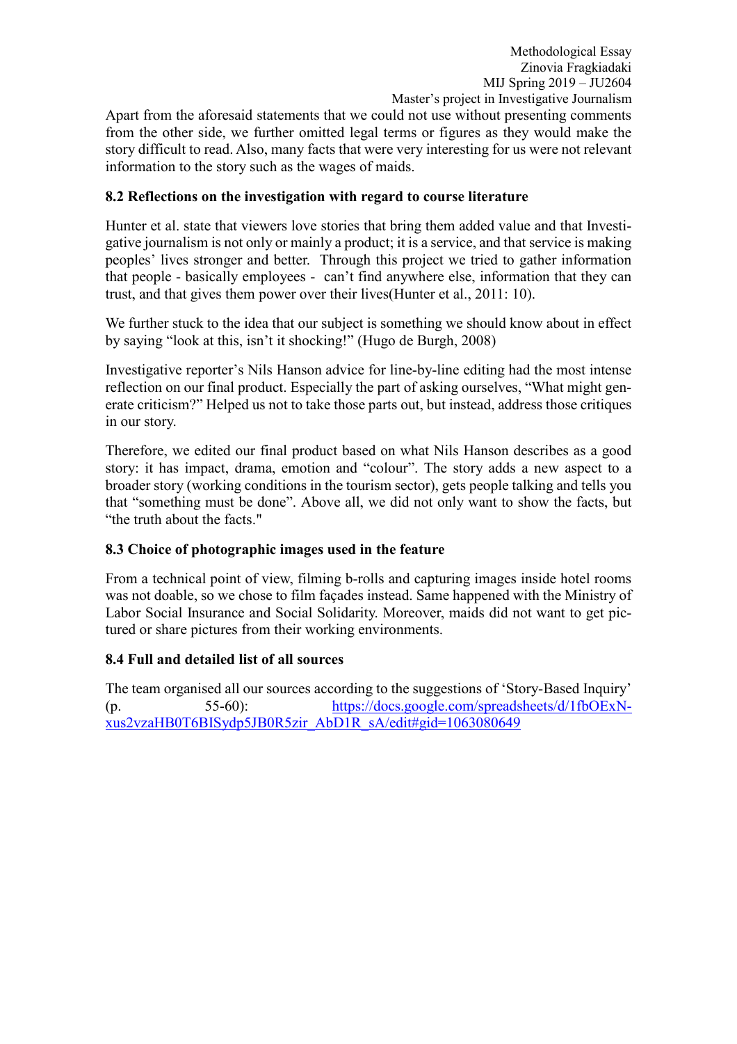Apart from the aforesaid statements that we could not use without presenting comments from the other side, we further omitted legal terms or figures as they would make the story difficult to read. Also, many facts that were very interesting for us were not relevant information to the story such as the wages of maids.

### 8.2 Reflections on the investigation with regard to course literature

Hunter et al. state that viewers love stories that bring them added value and that Investigative journalism is not only or mainly a product; it is a service, and that service is making peoples' lives stronger and better. Through this project we tried to gather information that people - basically employees - can't find anywhere else, information that they can trust, and that gives them power over their lives(Hunter et al., 2011: 10).

We further stuck to the idea that our subject is something we should know about in effect by saying "look at this, isn't it shocking!" (Hugo de Burgh, 2008)

Investigative reporter's Nils Hanson advice for line-by-line editing had the most intense reflection on our final product. Especially the part of asking ourselves, "What might generate criticism?" Helped us not to take those parts out, but instead, address those critiques in our story.

Therefore, we edited our final product based on what Nils Hanson describes as a good story: it has impact, drama, emotion and "colour". The story adds a new aspect to a broader story (working conditions in the tourism sector), gets people talking and tells you that "something must be done". Above all, we did not only want to show the facts, but "the truth about the facts."

### 8.3 Choice of photographic images used in the feature

From a technical point of view, filming b-rolls and capturing images inside hotel rooms was not doable, so we chose to film façades instead. Same happened with the Ministry of Labor Social Insurance and Social Solidarity. Moreover, maids did not want to get pictured or share pictures from their working environments.

### 8.4 Full and detailed list of all sources

The team organised all our sources according to the suggestions of 'Story-Based Inquiry' (p. 55-60): https://docs.google.com/spreadsheets/d/1fbOExN-xus2vzaHB0T6BISydp5JB0R5zir_AbD1R_sA/edit#gid=1063080649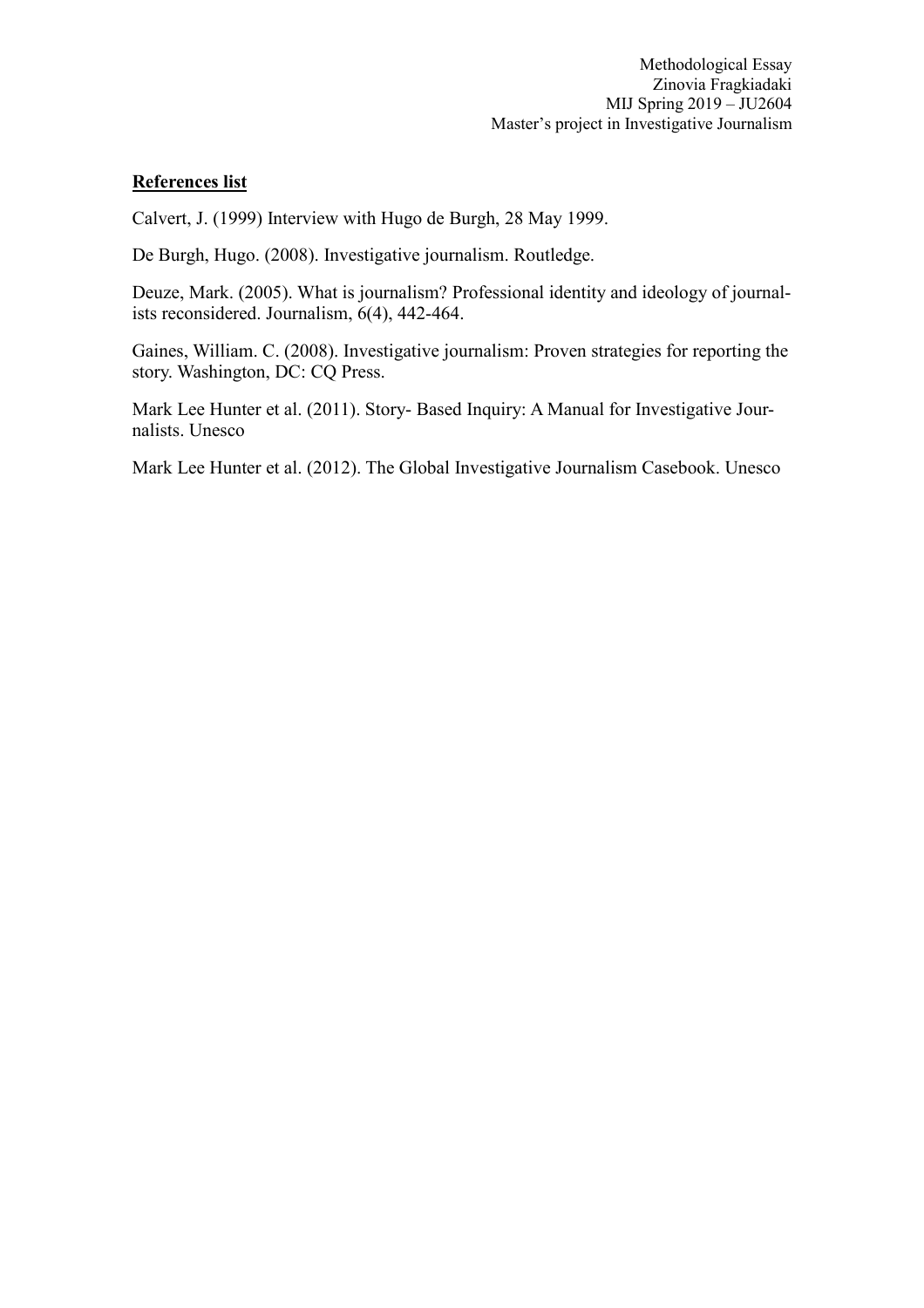## **References list**

Calvert, J. (1999) Interview with Hugo de Burgh, 28 May 1999.

De Burgh, Hugo. (2008). Investigative journalism. Routledge.

Deuze, Mark. (2005). What is journalism? Professional identity and ideology of journalists reconsidered. Journalism, 6(4), 442-464.

Gaines, William. C. (2008). Investigative journalism: Proven strategies for reporting the story. Washington, DC: CQ Press.

Mark Lee Hunter et al. (2011). Story- Based Inquiry: A Manual for Investigative Journalists. Unesco

Mark Lee Hunter et al. (2012). The Global Investigative Journalism Casebook. Unesco